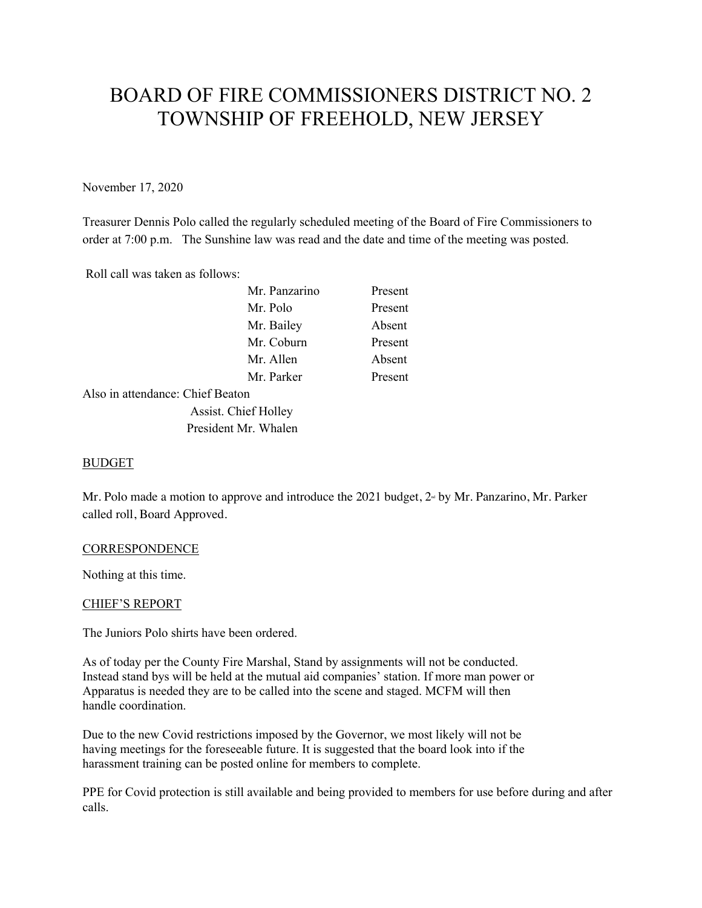# BOARD OF FIRE COMMISSIONERS DISTRICT NO. 2
# TOWNSHIP OF FREEHOLD, NEW JERSEY

November 17, 2020

Treasurer Dennis Polo called the regularly scheduled meeting of the Board of Fire Commissioners to order at 7:00 p.m. The Sunshine law was read and the date and time of the meeting was posted.

Roll call was taken as follows:

| | |
|---|---|
| Mr. Panzarino | Present |
| Mr. Polo | Present |
| Mr. Bailey | Absent |
| Mr. Coburn | Present |
| Mr. Allen | Absent |
| Mr. Parker | Present |

Also in attendance: Chief Beaton
Assist. Chief Holley
President Mr. Whalen

## BUDGET

Mr. Polo made a motion to approve and introduce the 2021 budget, 2nd by Mr. Panzarino, Mr. Parker called roll, Board Approved.

## CORRESPONDENCE

Nothing at this time.

## CHIEF'S REPORT

The Juniors Polo shirts have been ordered.

As of today per the County Fire Marshal, Stand by assignments will not be conducted. Instead stand bys will be held at the mutual aid companies' station. If more man power or Apparatus is needed they are to be called into the scene and staged. MCFM will then handle coordination.

Due to the new Covid restrictions imposed by the Governor, we most likely will not be having meetings for the foreseeable future. It is suggested that the board look into if the harassment training can be posted online for members to complete.

PPE for Covid protection is still available and being provided to members for use before during and after calls.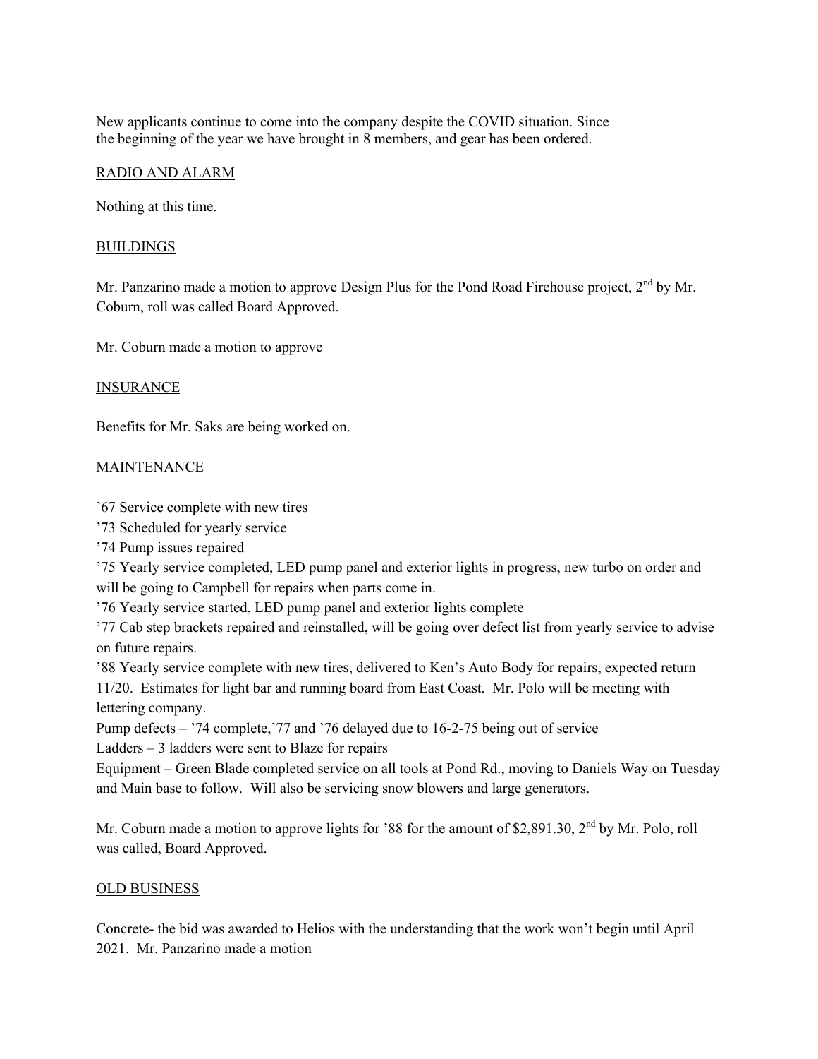New applicants continue to come into the company despite the COVID situation. Since the beginning of the year we have brought in 8 members, and gear has been ordered.

RADIO AND ALARM

Nothing at this time.

BUILDINGS

Mr. Panzarino made a motion to approve Design Plus for the Pond Road Firehouse project, 2nd by Mr. Coburn, roll was called Board Approved.

Mr. Coburn made a motion to approve

INSURANCE

Benefits for Mr. Saks are being worked on.

MAINTENANCE

'67 Service complete with new tires
'73 Scheduled for yearly service
'74 Pump issues repaired
'75 Yearly service completed, LED pump panel and exterior lights in progress, new turbo on order and will be going to Campbell for repairs when parts come in.
'76 Yearly service started, LED pump panel and exterior lights complete
'77 Cab step brackets repaired and reinstalled, will be going over defect list from yearly service to advise on future repairs.
'88 Yearly service complete with new tires, delivered to Ken's Auto Body for repairs, expected return 11/20. Estimates for light bar and running board from East Coast. Mr. Polo will be meeting with lettering company.
Pump defects – '74 complete,'77 and '76 delayed due to 16-2-75 being out of service
Ladders – 3 ladders were sent to Blaze for repairs
Equipment – Green Blade completed service on all tools at Pond Rd., moving to Daniels Way on Tuesday and Main base to follow. Will also be servicing snow blowers and large generators.

Mr. Coburn made a motion to approve lights for '88 for the amount of $2,891.30, 2nd by Mr. Polo, roll was called, Board Approved.

OLD BUSINESS

Concrete- the bid was awarded to Helios with the understanding that the work won't begin until April 2021. Mr. Panzarino made a motion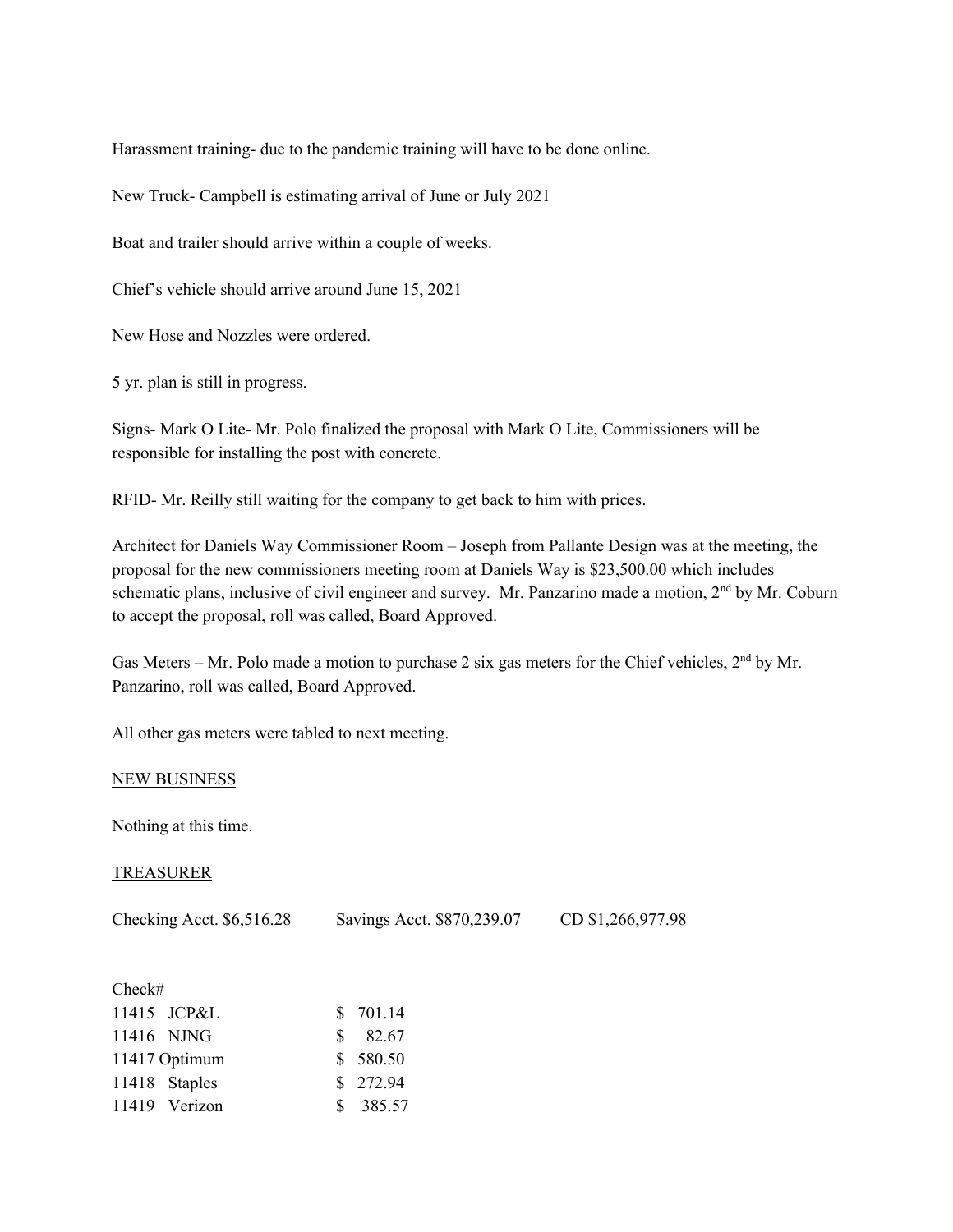Harassment training- due to the pandemic training will have to be done online.

New Truck- Campbell is estimating arrival of June or July 2021

Boat and trailer should arrive within a couple of weeks.

Chief's vehicle should arrive around June 15, 2021

New Hose and Nozzles were ordered.

5 yr. plan is still in progress.

Signs- Mark O Lite- Mr. Polo finalized the proposal with Mark O Lite, Commissioners will be responsible for installing the post with concrete.

RFID- Mr. Reilly still waiting for the company to get back to him with prices.

Architect for Daniels Way Commissioner Room – Joseph from Pallante Design was at the meeting, the proposal for the new commissioners meeting room at Daniels Way is $23,500.00 which includes schematic plans, inclusive of civil engineer and survey. Mr. Panzarino made a motion, 2nd by Mr. Coburn to accept the proposal, roll was called, Board Approved.

Gas Meters – Mr. Polo made a motion to purchase 2 six gas meters for the Chief vehicles, 2nd by Mr. Panzarino, roll was called, Board Approved.

All other gas meters were tabled to next meeting.

NEW BUSINESS

Nothing at this time.

TREASURER

Checking Acct. $6,516.28 Savings Acct. $870,239.07 CD $1,266,977.98

| Check# | | |
|---|---|---|
| 11415 | JCP&L | $ 701.14 |
| 11416 | NJNG | $ 82.67 |
| 11417 | Optimum | $ 580.50 |
| 11418 | Staples | $ 272.94 |
| 11419 | Verizon | $ 385.57 |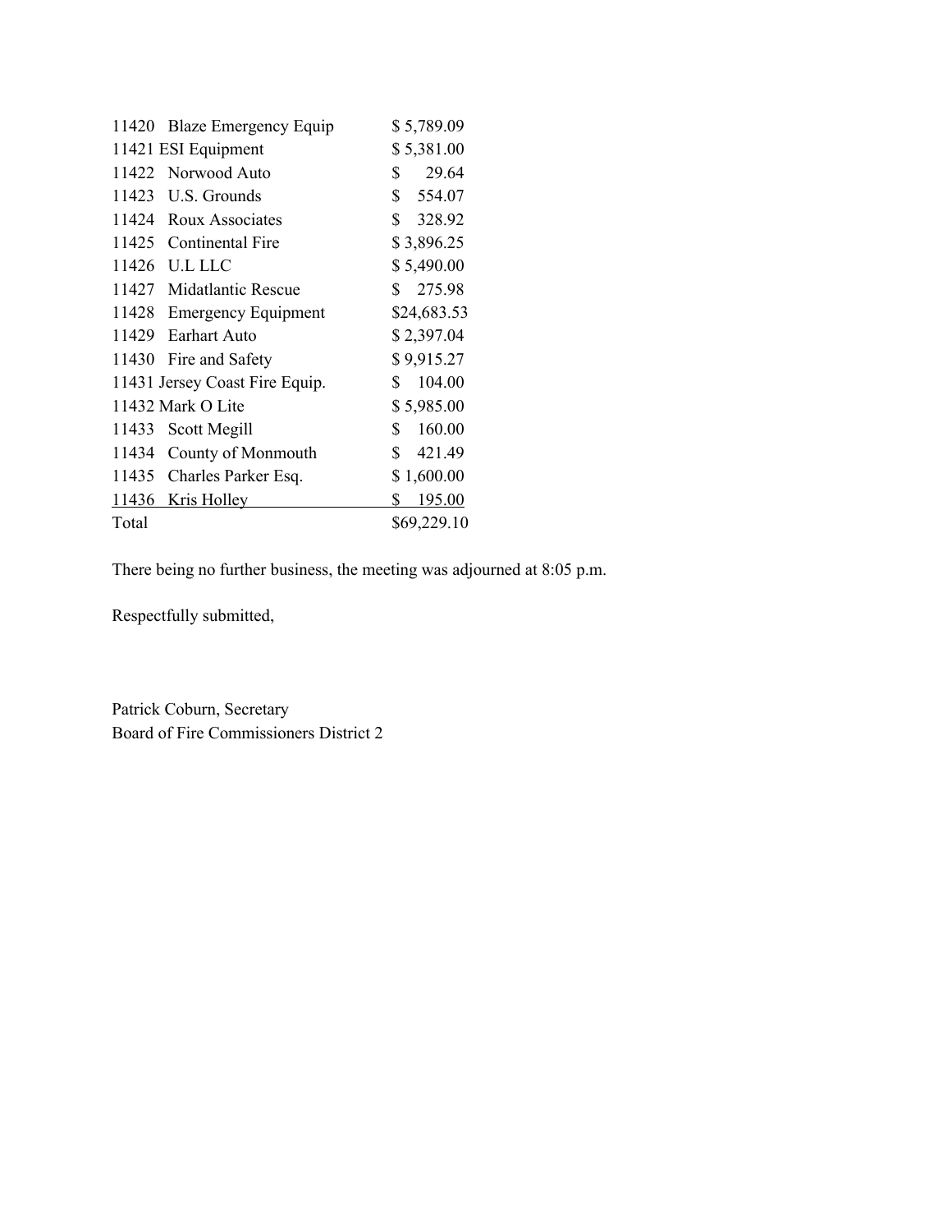| | | |
|---|---|---|
| 11420 | Blaze Emergency Equip | $ 5,789.09 |
| 11421 | ESI Equipment | $ 5,381.00 |
| 11422 | Norwood Auto | $ 29.64 |
| 11423 | U.S. Grounds | $ 554.07 |
| 11424 | Roux Associates | $ 328.92 |
| 11425 | Continental Fire | $ 3,896.25 |
| 11426 | U.L LLC | $ 5,490.00 |
| 11427 | Midatlantic Rescue | $ 275.98 |
| 11428 | Emergency Equipment | $24,683.53 |
| 11429 | Earhart Auto | $ 2,397.04 |
| 11430 | Fire and Safety | $ 9,915.27 |
| 11431 | Jersey Coast Fire Equip. | $ 104.00 |
| 11432 | Mark O Lite | $ 5,985.00 |
| 11433 | Scott Megill | $ 160.00 |
| 11434 | County of Monmouth | $ 421.49 |
| 11435 | Charles Parker Esq. | $ 1,600.00 |
| 11436 | Kris Holley | $ 195.00 |
| Total | | $69,229.10 |

There being no further business, the meeting was adjourned at 8:05 p.m.

Respectfully submitted,

Patrick Coburn, Secretary
Board of Fire Commissioners District 2